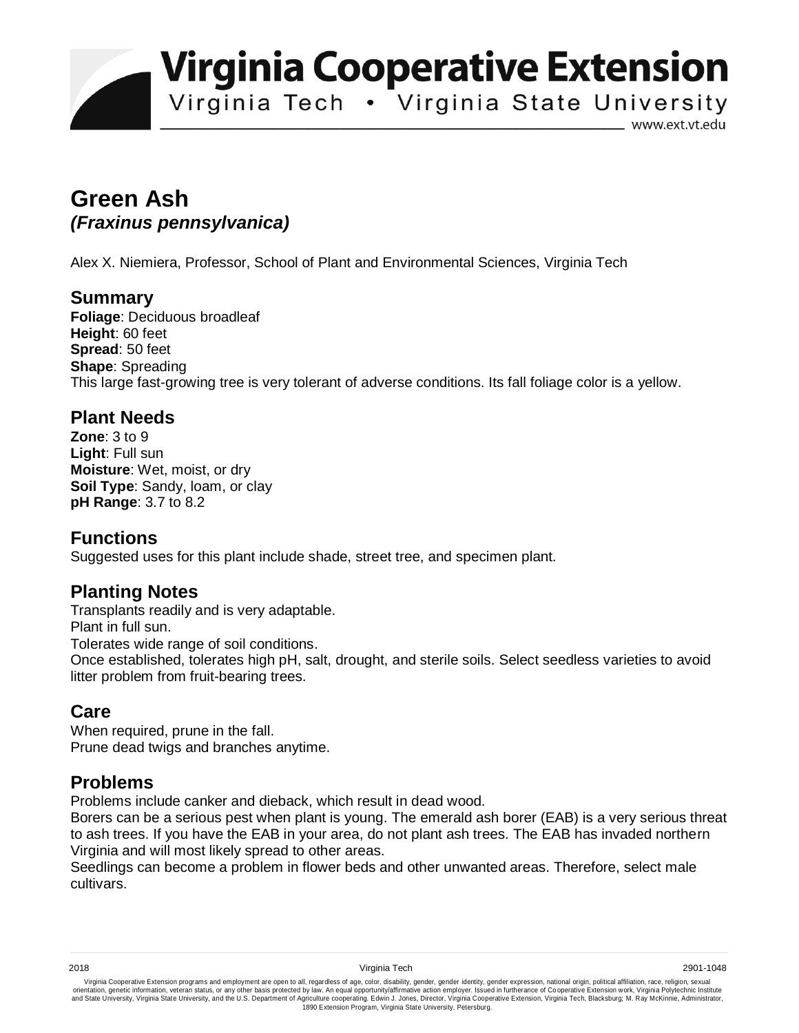# Virginia Cooperative Extension

Virginia Tech • Virginia State University

www.ext.vt.edu

# Green Ash

## *(Fraxinus pennsylvanica)*

Alex X. Niemiera, Professor, School of Plant and Environmental Sciences, Virginia Tech

## Summary

**Foliage**: Deciduous broadleaf
**Height**: 60 feet
**Spread**: 50 feet
**Shape**: Spreading
This large fast-growing tree is very tolerant of adverse conditions. Its fall foliage color is a yellow.

## Plant Needs

**Zone**: 3 to 9
**Light**: Full sun
**Moisture**: Wet, moist, or dry
**Soil Type**: Sandy, loam, or clay
**pH Range**: 3.7 to 8.2

## Functions

Suggested uses for this plant include shade, street tree, and specimen plant.

## Planting Notes

Transplants readily and is very adaptable.
Plant in full sun.
Tolerates wide range of soil conditions.
Once established, tolerates high pH, salt, drought, and sterile soils. Select seedless varieties to avoid litter problem from fruit-bearing trees.

## Care

When required, prune in the fall.
Prune dead twigs and branches anytime.

## Problems

Problems include canker and dieback, which result in dead wood.
Borers can be a serious pest when plant is young. The emerald ash borer (EAB) is a very serious threat to ash trees. If you have the EAB in your area, do not plant ash trees. The EAB has invaded northern Virginia and will most likely spread to other areas.
Seedlings can become a problem in flower beds and other unwanted areas. Therefore, select male cultivars.

2018 Virginia Tech 2901-1048

Virginia Cooperative Extension programs and employment are open to all, regardless of age, color, disability, gender, gender identity, gender expression, national origin, political affiliation, race, religion, sexual orientation, genetic information, veteran status, or any other basis protected by law. An equal opportunity/affirmative action employer. Issued in furtherance of Cooperative Extension work, Virginia Polytechnic Institute and State University, Virginia State University, and the U.S. Department of Agriculture cooperating. Edwin J. Jones, Director, Virginia Cooperative Extension, Virginia Tech, Blacksburg; M. Ray McKinnie, Administrator, 1890 Extension Program, Virginia State University, Petersburg.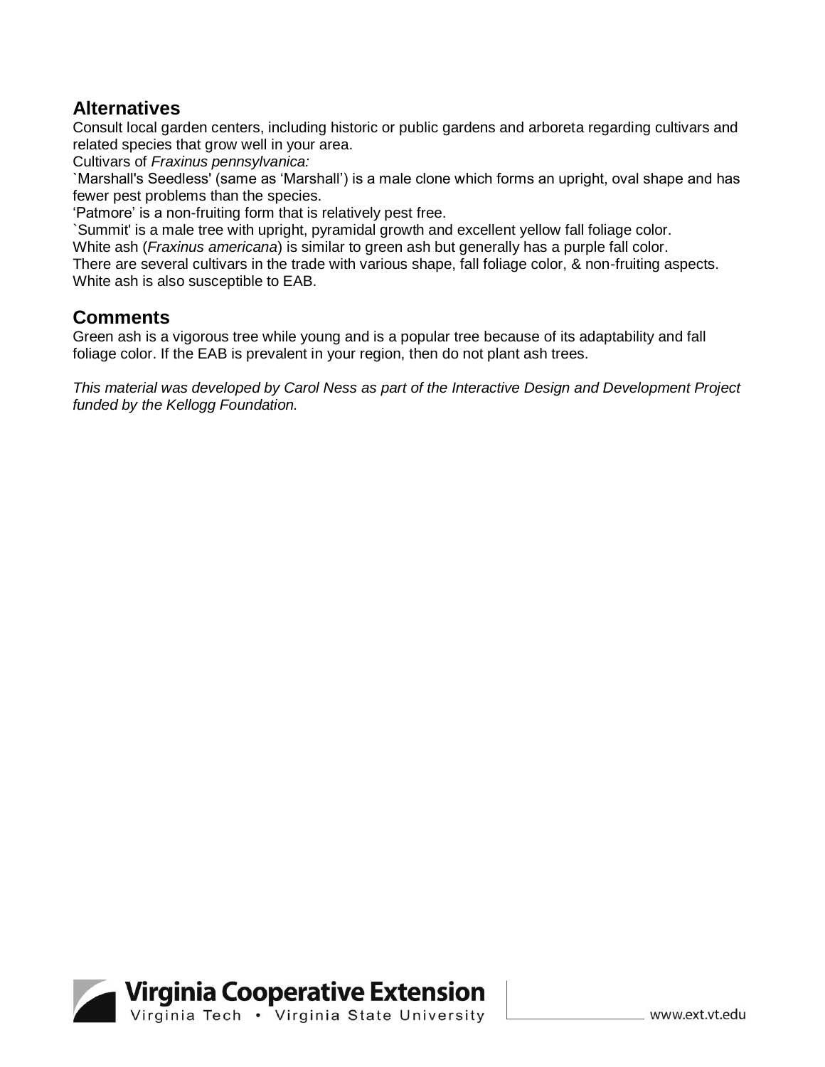## Alternatives

Consult local garden centers, including historic or public gardens and arboreta regarding cultivars and related species that grow well in your area.

Cultivars of *Fraxinus pennsylvanica:*

`Marshall's Seedless' (same as 'Marshall') is a male clone which forms an upright, oval shape and has fewer pest problems than the species.

'Patmore' is a non-fruiting form that is relatively pest free.

`Summit' is a male tree with upright, pyramidal growth and excellent yellow fall foliage color.

White ash (*Fraxinus americana*) is similar to green ash but generally has a purple fall color.

There are several cultivars in the trade with various shape, fall foliage color, & non-fruiting aspects.

White ash is also susceptible to EAB.

## Comments

Green ash is a vigorous tree while young and is a popular tree because of its adaptability and fall foliage color. If the EAB is prevalent in your region, then do not plant ash trees.

*This material was developed by Carol Ness as part of the Interactive Design and Development Project funded by the Kellogg Foundation.*